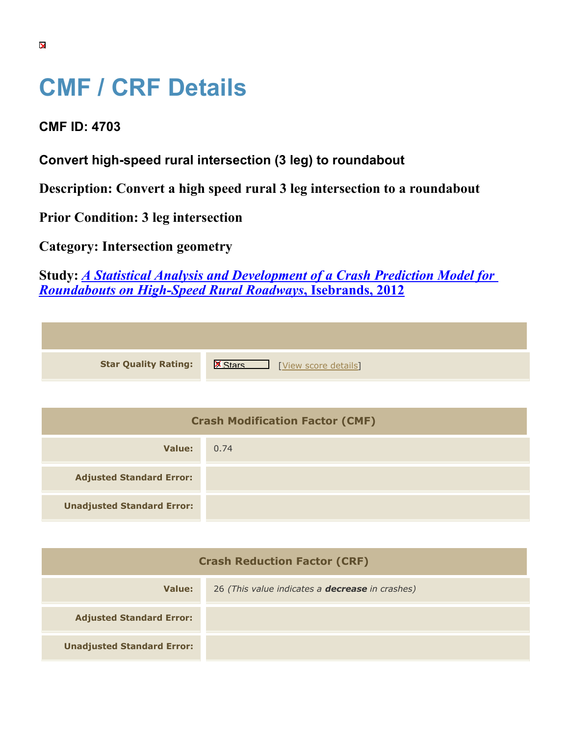# CMF / CRF Details

**CMF ID: 4703**

**Convert high-speed rural intersection (3 leg) to roundabout**

**Description: Convert a high speed rural 3 leg intersection to a roundabout**

**Prior Condition: 3 leg intersection**

**Category: Intersection geometry**

**Study:** ***A Statistical Analysis and Development of a Crash Prediction Model for Roundabouts on High-Speed Rural Roadways*****, Isebrands, 2012**

| | |
|---|---|
| **Star Quality Rating:** | Stars [View score details] |

| Crash Modification Factor (CMF) | |
|---|---|
| **Value:** | 0.74 |
| **Adjusted Standard Error:** | |
| **Unadjusted Standard Error:** | |

| Crash Reduction Factor (CRF) | |
|---|---|
| **Value:** | 26 *(This value indicates a* ***decrease*** *in crashes)* |
| **Adjusted Standard Error:** | |
| **Unadjusted Standard Error:** | |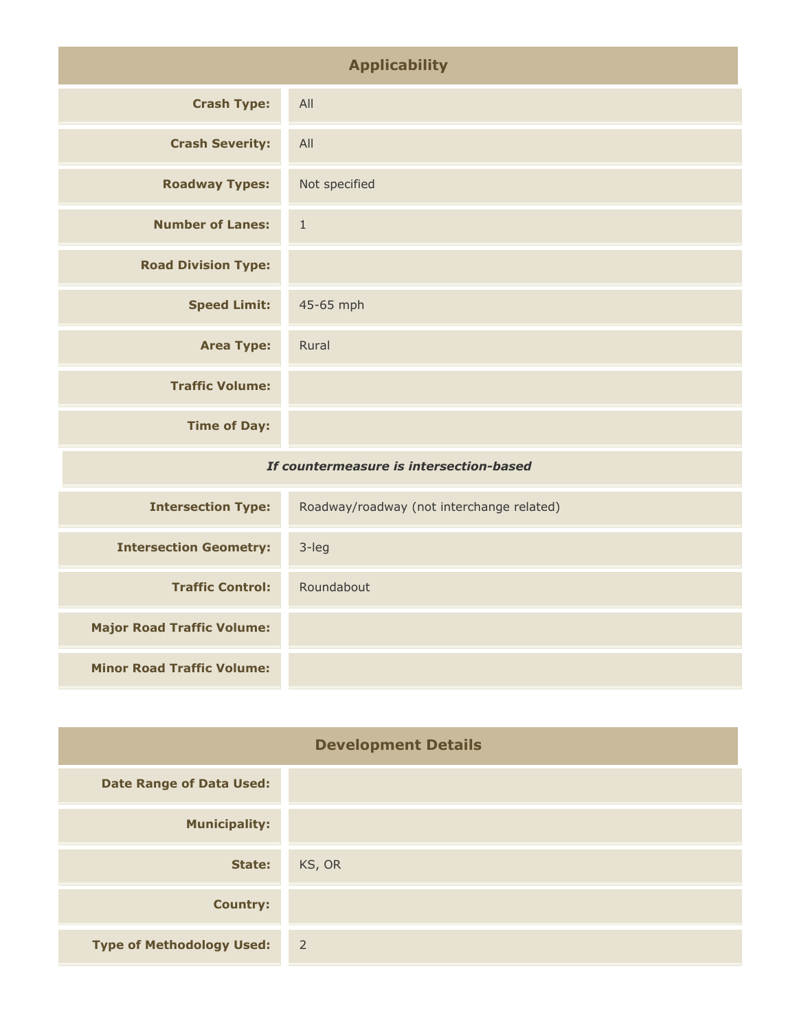## Applicability

| | |
|---|---|
| **Crash Type:** | All |
| **Crash Severity:** | All |
| **Roadway Types:** | Not specified |
| **Number of Lanes:** | 1 |
| **Road Division Type:** | |
| **Speed Limit:** | 45-65 mph |
| **Area Type:** | Rural |
| **Traffic Volume:** | |
| **Time of Day:** | |

***If countermeasure is intersection-based***

| | |
|---|---|
| **Intersection Type:** | Roadway/roadway (not interchange related) |
| **Intersection Geometry:** | 3-leg |
| **Traffic Control:** | Roundabout |
| **Major Road Traffic Volume:** | |
| **Minor Road Traffic Volume:** | |

## Development Details

| | |
|---|---|
| **Date Range of Data Used:** | |
| **Municipality:** | |
| **State:** | KS, OR |
| **Country:** | |
| **Type of Methodology Used:** | 2 |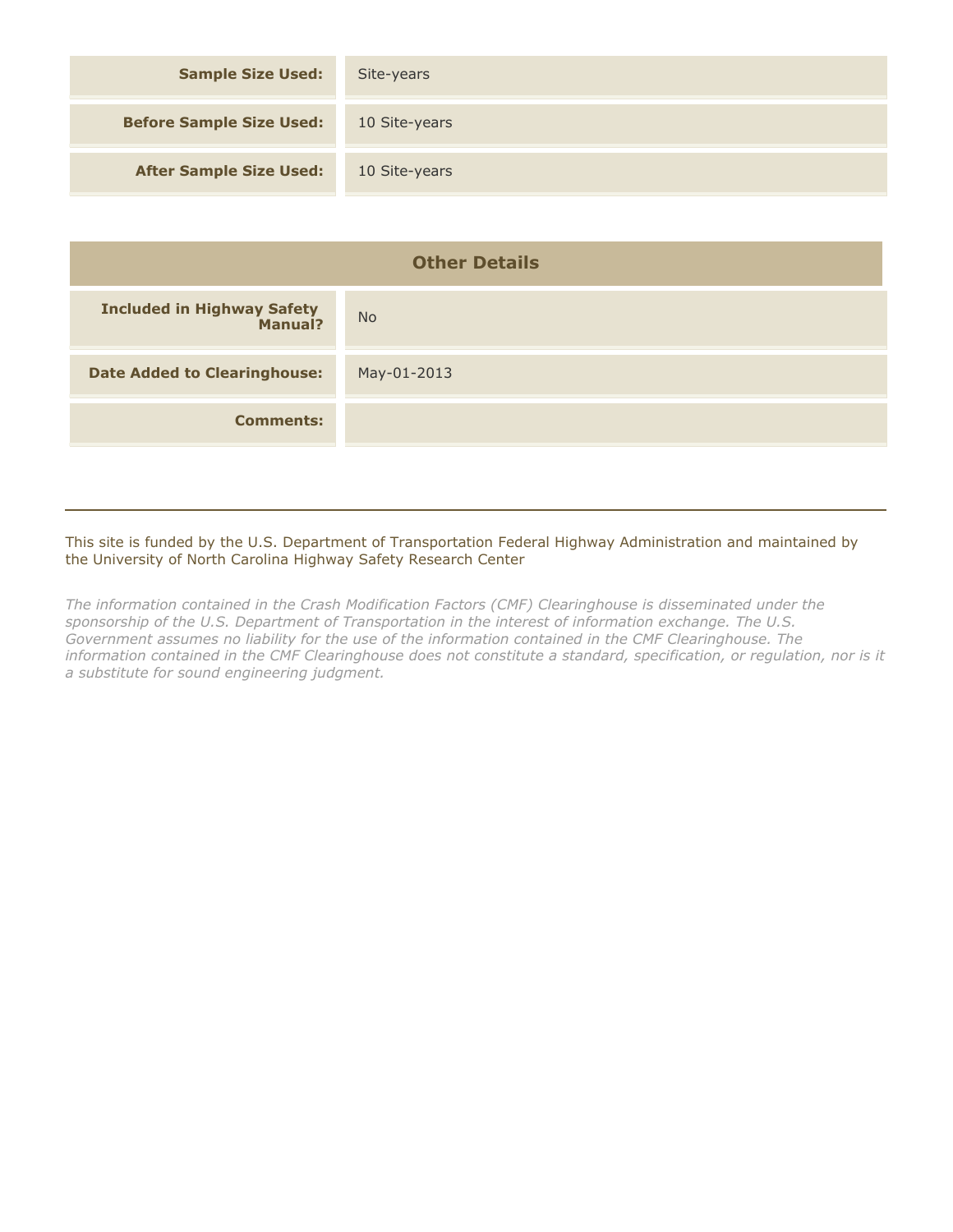| | |
|---|---|
| **Sample Size Used:** | Site-years |
| **Before Sample Size Used:** | 10 Site-years |
| **After Sample Size Used:** | 10 Site-years |

## Other Details

| | |
|---|---|
| **Included in Highway Safety Manual?** | No |
| **Date Added to Clearinghouse:** | May-01-2013 |
| **Comments:** | |

---

This site is funded by the U.S. Department of Transportation Federal Highway Administration and maintained by the University of North Carolina Highway Safety Research Center

*The information contained in the Crash Modification Factors (CMF) Clearinghouse is disseminated under the sponsorship of the U.S. Department of Transportation in the interest of information exchange. The U.S. Government assumes no liability for the use of the information contained in the CMF Clearinghouse. The information contained in the CMF Clearinghouse does not constitute a standard, specification, or regulation, nor is it a substitute for sound engineering judgment.*